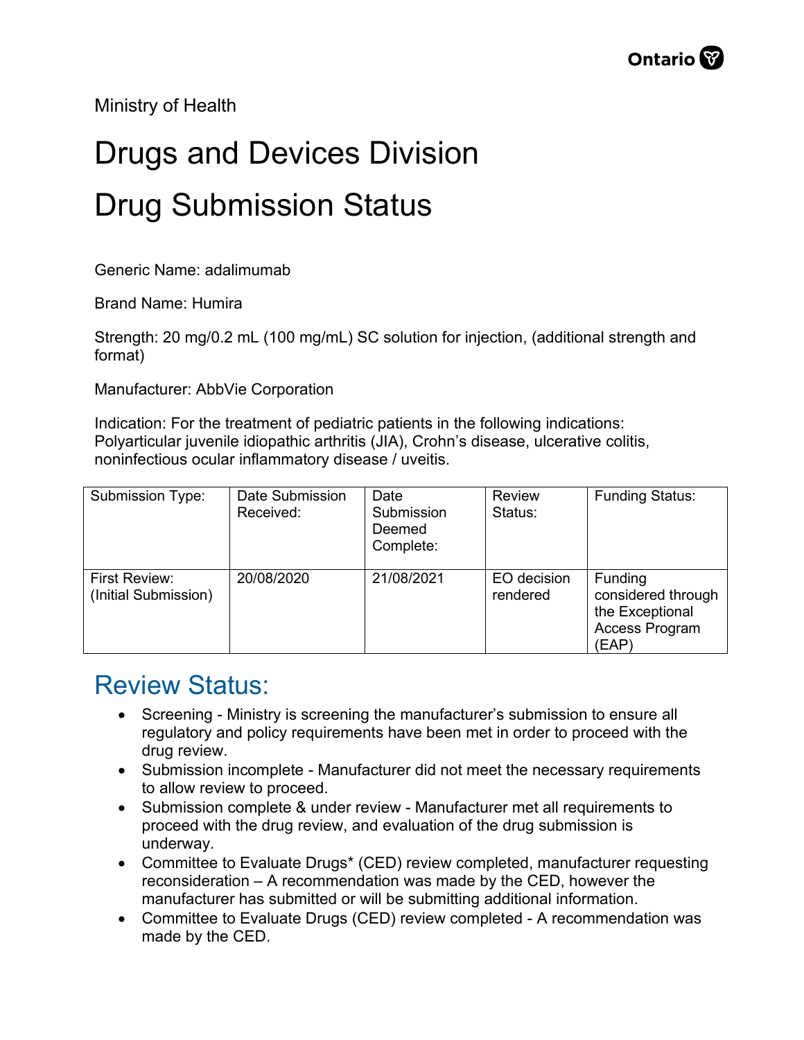Ministry of Health

# Drugs and Devices Division

# Drug Submission Status

Generic Name: adalimumab

Brand Name: Humira

Strength: 20 mg/0.2 mL (100 mg/mL) SC solution for injection, (additional strength and format)

Manufacturer: AbbVie Corporation

Indication: For the treatment of pediatric patients in the following indications: Polyarticular juvenile idiopathic arthritis (JIA), Crohn's disease, ulcerative colitis, noninfectious ocular inflammatory disease / uveitis.

| Submission Type: | Date Submission Received: | Date Submission Deemed Complete: | Review Status: | Funding Status: |
|---|---|---|---|---|
| First Review: (Initial Submission) | 20/08/2020 | 21/08/2021 | EO decision rendered | Funding considered through the Exceptional Access Program (EAP) |

## Review Status:

- Screening - Ministry is screening the manufacturer's submission to ensure all regulatory and policy requirements have been met in order to proceed with the drug review.
- Submission incomplete - Manufacturer did not meet the necessary requirements to allow review to proceed.
- Submission complete & under review - Manufacturer met all requirements to proceed with the drug review, and evaluation of the drug submission is underway.
- Committee to Evaluate Drugs* (CED) review completed, manufacturer requesting reconsideration – A recommendation was made by the CED, however the manufacturer has submitted or will be submitting additional information.
- Committee to Evaluate Drugs (CED) review completed - A recommendation was made by the CED.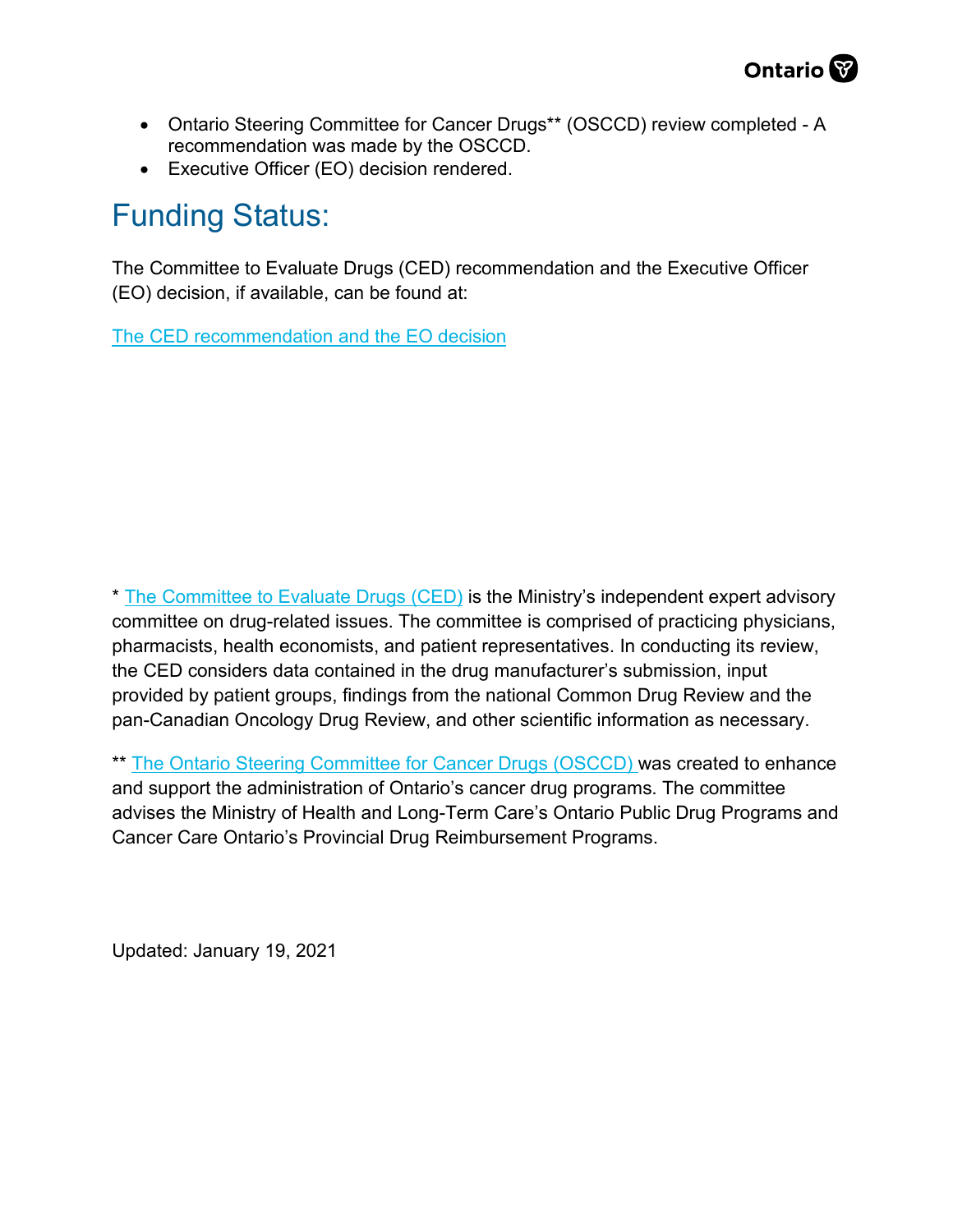- Ontario Steering Committee for Cancer Drugs** (OSCCD) review completed - A recommendation was made by the OSCCD.
- Executive Officer (EO) decision rendered.

## Funding Status:

The Committee to Evaluate Drugs (CED) recommendation and the Executive Officer (EO) decision, if available, can be found at:

The CED recommendation and the EO decision

* The Committee to Evaluate Drugs (CED) is the Ministry's independent expert advisory committee on drug-related issues. The committee is comprised of practicing physicians, pharmacists, health economists, and patient representatives. In conducting its review, the CED considers data contained in the drug manufacturer's submission, input provided by patient groups, findings from the national Common Drug Review and the pan-Canadian Oncology Drug Review, and other scientific information as necessary.

** The Ontario Steering Committee for Cancer Drugs (OSCCD) was created to enhance and support the administration of Ontario's cancer drug programs. The committee advises the Ministry of Health and Long-Term Care's Ontario Public Drug Programs and Cancer Care Ontario's Provincial Drug Reimbursement Programs.

Updated: January 19, 2021